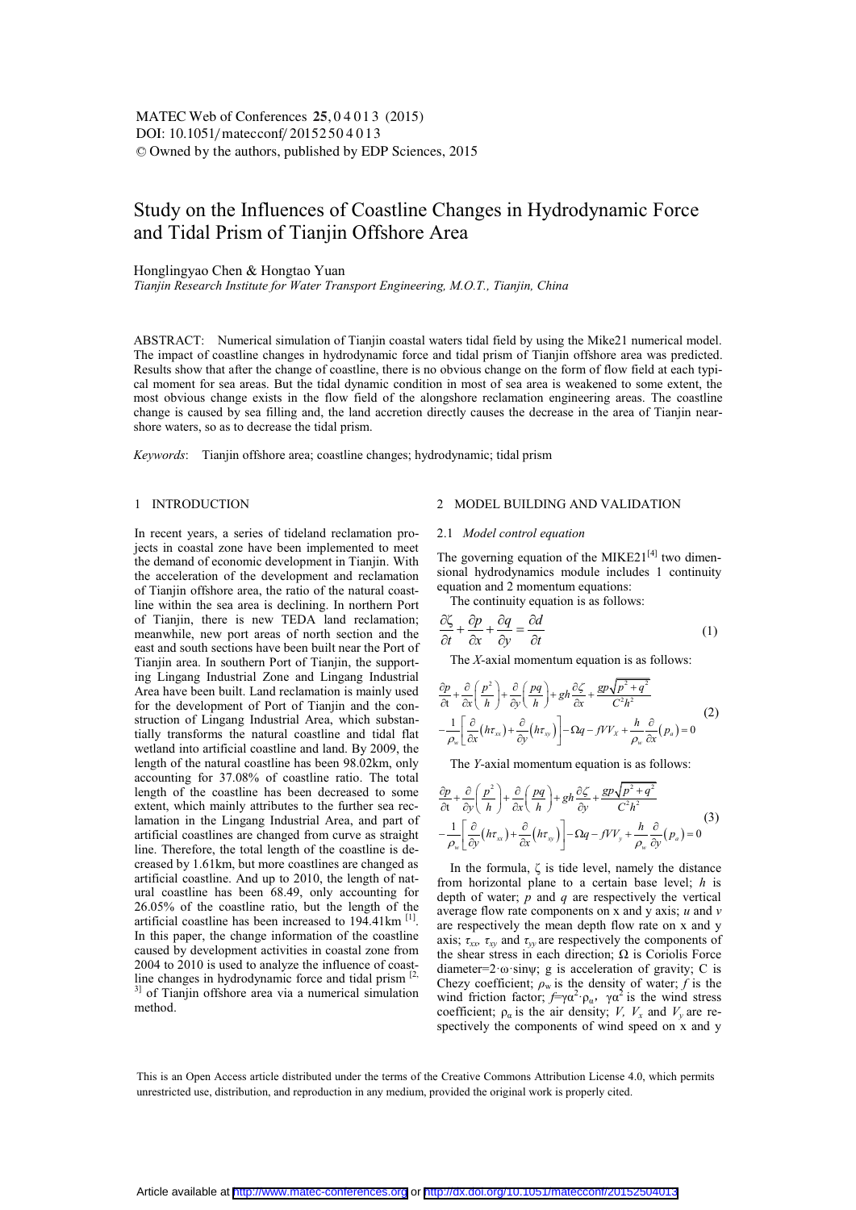# Study on the Influences of Coastline Changes in Hydrodynamic Force and Tidal Prism of Tianjin Offshore Area

Honglingyao Chen & Hongtao Yuan

*Tianjin Research Institute for Water Transport Engineering, M.O.T., Tianjin, China*

ABSTRACT: Numerical simulation of Tianjin coastal waters tidal field by using the Mike21 numerical model. The impact of coastline changes in hydrodynamic force and tidal prism of Tianjin offshore area was predicted. Results show that after the change of coastline, there is no obvious change on the form of flow field at each typical moment for sea areas. But the tidal dynamic condition in most of sea area is weakened to some extent, the most obvious change exists in the flow field of the alongshore reclamation engineering areas. The coastline change is caused by sea filling and, the land accretion directly causes the decrease in the area of Tianjin nearshore waters, so as to decrease the tidal prism.

*Keywords*: Tianjin offshore area; coastline changes; hydrodynamic; tidal prism

## 1 INTRODUCTION

In recent years, a series of tideland reclamation projects in coastal zone have been implemented to meet the demand of economic development in Tianjin. With the acceleration of the development and reclamation of Tianjin offshore area, the ratio of the natural coastline within the sea area is declining. In northern Port of Tianjin, there is new TEDA land reclamation; meanwhile, new port areas of north section and the east and south sections have been built near the Port of Tianjin area. In southern Port of Tianjin, the supporting Lingang Industrial Zone and Lingang Industrial Area have been built. Land reclamation is mainly used for the development of Port of Tianjin and the construction of Lingang Industrial Area, which substantially transforms the natural coastline and tidal flat wetland into artificial coastline and land. By 2009, the length of the natural coastline has been 98.02km, only accounting for 37.08% of coastline ratio. The total length of the coastline has been decreased to some extent, which mainly attributes to the further sea reclamation in the Lingang Industrial Area, and part of artificial coastlines are changed from curve as straight line. Therefore, the total length of the coastline is decreased by 1.61km, but more coastlines are changed as artificial coastline. And up to 2010, the length of natural coastline has been 68.49, only accounting for 26.05% of the coastline ratio, but the length of the artificial coastline has been increased to 194.41km [1]. In this paper, the change information of the coastline caused by development activities in coastal zone from 2004 to 2010 is used to analyze the influence of coastline changes in hydrodynamic force and tidal prism [2, 3] of Tianjin offshore area via a numerical simulation method.

## 2 MODEL BUILDING AND VALIDATION

### 2.1 *Model control equation*

The governing equation of the MIKE21[4] two dimensional hydrodynamics module includes 1 continuity equation and 2 momentum equations:

The continuity equation is as follows:

$$\frac{\partial \zeta}{\partial t}+\frac{\partial p}{\partial x}+\frac{\partial q}{\partial y}=\frac{\partial d}{\partial t} \tag{1}$$

The *X*-axial momentum equation is as follows:

$$\begin{aligned}&\frac{\partial p}{\partial t}+\frac{\partial}{\partial x}\left(\frac{p^2}{h}\right)+\frac{\partial}{\partial y}\left(\frac{pq}{h}\right)+gh\frac{\partial \zeta}{\partial x}+\frac{gp\sqrt{p^2+q^2}}{C^2h^2}\\&-\frac{1}{\rho_w}\left[\frac{\partial}{\partial x}\left(h\tau_{xx}\right)+\frac{\partial}{\partial y}\left(h\tau_{xy}\right)\right]-\Omega q-fVV_X+\frac{h}{\rho_w}\frac{\partial}{\partial x}\left(p_a\right)=0\end{aligned} \tag{2}$$

The *Y*-axial momentum equation is as follows:

$$\begin{aligned}&\frac{\partial p}{\partial t}+\frac{\partial}{\partial y}\left(\frac{p^2}{h}\right)+\frac{\partial}{\partial x}\left(\frac{pq}{h}\right)+gh\frac{\partial \zeta}{\partial y}+\frac{gp\sqrt{p^2+q^2}}{C^2h^2}\\&-\frac{1}{\rho_w}\left[\frac{\partial}{\partial y}\left(h\tau_{xx}\right)+\frac{\partial}{\partial x}\left(h\tau_{xy}\right)\right]-\Omega q-fVV_y+\frac{h}{\rho_w}\frac{\partial}{\partial y}\left(p_a\right)=0\end{aligned} \tag{3}$$

In the formula, $\zeta$ is tide level, namely the distance from horizontal plane to a certain base level; $h$ is depth of water; $p$ and $q$ are respectively the vertical average flow rate components on x and y axis; $u$ and $v$ are respectively the mean depth flow rate on x and y axis; $\tau_{xx}$, $\tau_{xy}$ and $\tau_{yy}$ are respectively the components of the shear stress in each direction; $\Omega$ is Coriolis Force diameter=$2\cdot\omega\cdot\sin\psi$; g is acceleration of gravity; C is Chezy coefficient; $\rho_w$ is the density of water; $f$ is the wind friction factor; $f=\gamma\alpha^2\cdot\rho_\alpha$, $\gamma\alpha^2$ is the wind stress coefficient; $\rho_\alpha$ is the air density; $V$, $V_x$ and $V_y$ are respectively the components of wind speed on x and y

This is an Open Access article distributed under the terms of the Creative Commons Attribution License 4.0, which permits unrestricted use, distribution, and reproduction in any medium, provided the original work is properly cited.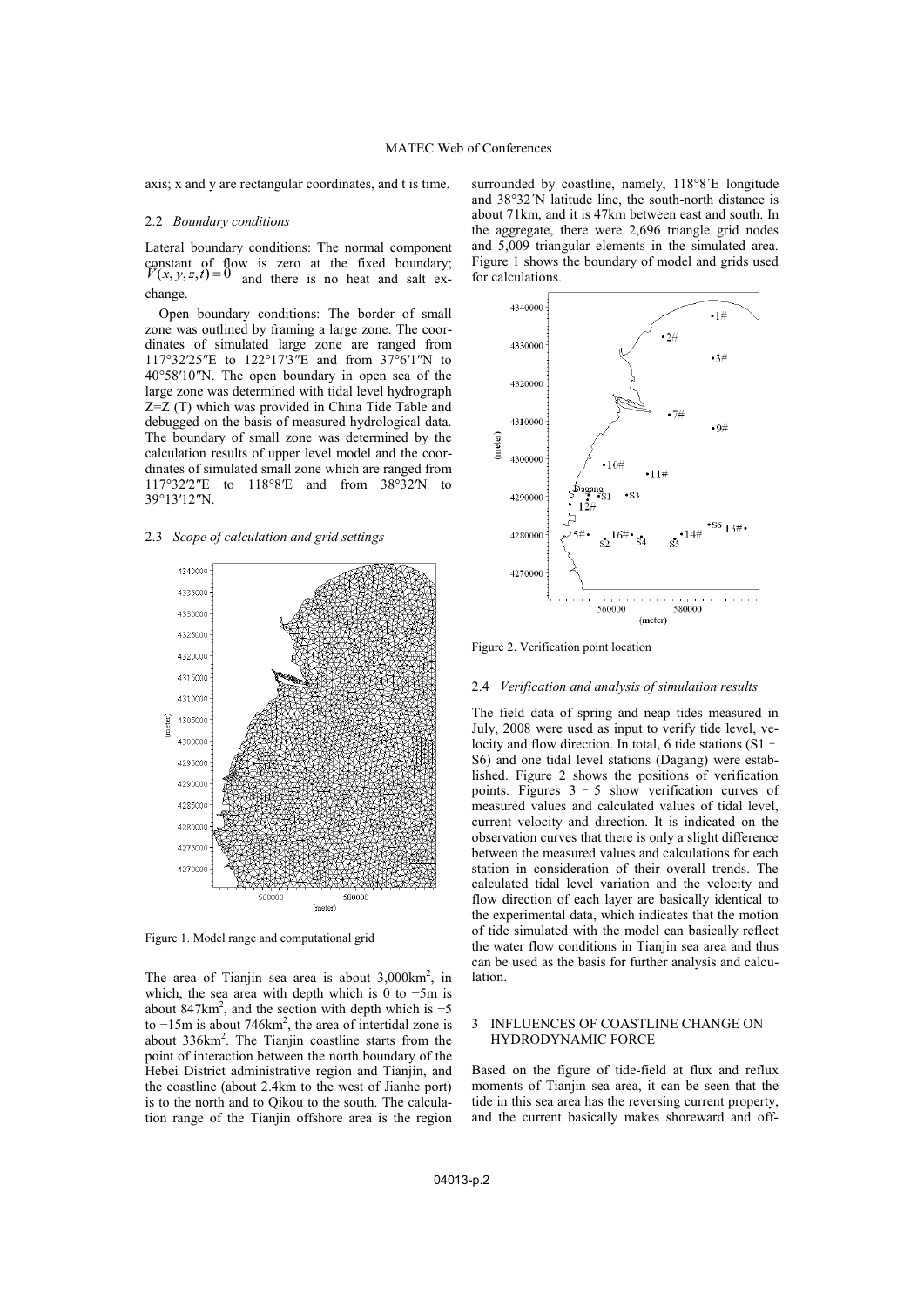axis; x and y are rectangular coordinates, and t is time.

### 2.2 *Boundary conditions*

Lateral boundary conditions: The normal component constant of flow is zero at the fixed boundary; $V(x, y, z, t) = 0$ and there is no heat and salt exchange.

Open boundary conditions: The border of small zone was outlined by framing a large zone. The coordinates of simulated large zone are ranged from 117°32′25″E to 122°17′3″E and from 37°6′1″N to 40°58′10″N. The open boundary in open sea of the large zone was determined with tidal level hydrograph Z=Z (T) which was provided in China Tide Table and debugged on the basis of measured hydrological data. The boundary of small zone was determined by the calculation results of upper level model and the coordinates of simulated small zone which are ranged from 117°32′2″E to 118°8′E and from 38°32′N to 39°13′12″N.

### 2.3 *Scope of calculation and grid settings*

Figure 1. Model range and computational grid

The area of Tianjin sea area is about 3,000km$^2$, in which, the sea area with depth which is 0 to −5m is about 847km$^2$, and the section with depth which is −5 to −15m is about 746km$^2$, the area of intertidal zone is about 336km$^2$. The Tianjin coastline starts from the point of interaction between the north boundary of the Hebei District administrative region and Tianjin, and the coastline (about 2.4km to the west of Jianhe port) is to the north and to Qikou to the south. The calculation range of the Tianjin offshore area is the region surrounded by coastline, namely, 118°8′E longitude and 38°32′N latitude line, the south-north distance is about 71km, and it is 47km between east and south. In the aggregate, there were 2,696 triangle grid nodes and 5,009 triangular elements in the simulated area. Figure 1 shows the boundary of model and grids used for calculations.

Figure 2. Verification point location

### 2.4 *Verification and analysis of simulation results*

The field data of spring and neap tides measured in July, 2008 were used as input to verify tide level, velocity and flow direction. In total, 6 tide stations (S1－S6) and one tidal level stations (Dagang) were established. Figure 2 shows the positions of verification points. Figures 3－5 show verification curves of measured values and calculated values of tidal level, current velocity and direction. It is indicated on the observation curves that there is only a slight difference between the measured values and calculations for each station in consideration of their overall trends. The calculated tidal level variation and the velocity and flow direction of each layer are basically identical to the experimental data, which indicates that the motion of tide simulated with the model can basically reflect the water flow conditions in Tianjin sea area and thus can be used as the basis for further analysis and calculation.

## 3 INFLUENCES OF COASTLINE CHANGE ON HYDRODYNAMIC FORCE

Based on the figure of tide-field at flux and reflux moments of Tianjin sea area, it can be seen that the tide in this sea area has the reversing current property, and the current basically makes shoreward and off-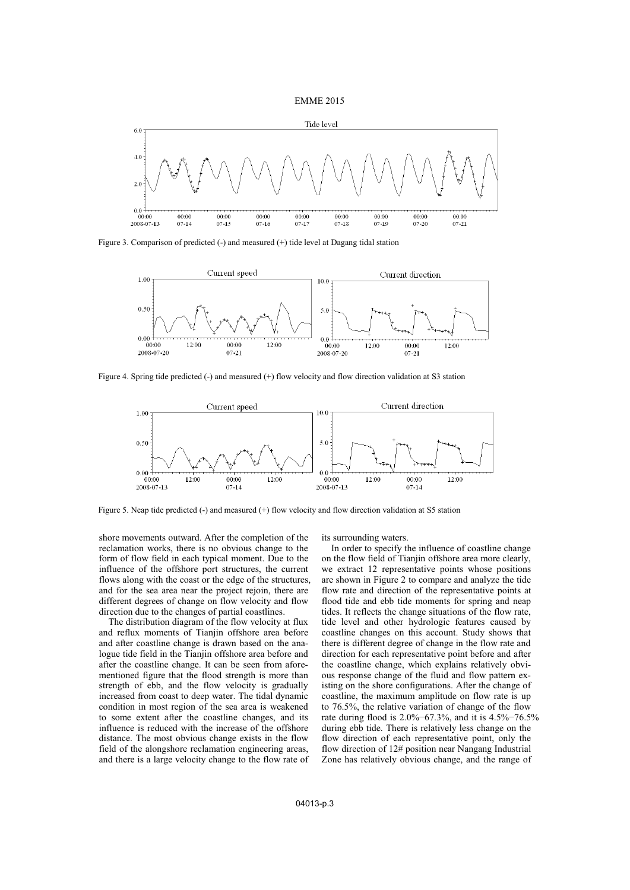Figure 3. Comparison of predicted (-) and measured (+) tide level at Dagang tidal station

Figure 4. Spring tide predicted (-) and measured (+) flow velocity and flow direction validation at S3 station

Figure 5. Neap tide predicted (-) and measured (+) flow velocity and flow direction validation at S5 station

shore movements outward. After the completion of the reclamation works, there is no obvious change to the form of flow field in each typical moment. Due to the influence of the offshore port structures, the current flows along with the coast or the edge of the structures, and for the sea area near the project rejoin, there are different degrees of change on flow velocity and flow direction due to the changes of partial coastlines.

The distribution diagram of the flow velocity at flux and reflux moments of Tianjin offshore area before and after coastline change is drawn based on the analogue tide field in the Tianjin offshore area before and after the coastline change. It can be seen from aforementioned figure that the flood strength is more than strength of ebb, and the flow velocity is gradually increased from coast to deep water. The tidal dynamic condition in most region of the sea area is weakened to some extent after the coastline changes, and its influence is reduced with the increase of the offshore distance. The most obvious change exists in the flow field of the alongshore reclamation engineering areas, and there is a large velocity change to the flow rate of its surrounding waters.

In order to specify the influence of coastline change on the flow field of Tianjin offshore area more clearly, we extract 12 representative points whose positions are shown in Figure 2 to compare and analyze the tide flow rate and direction of the representative points at flood tide and ebb tide moments for spring and neap tides. It reflects the change situations of the flow rate, tide level and other hydrologic features caused by coastline changes on this account. Study shows that there is different degree of change in the flow rate and direction for each representative point before and after the coastline change, which explains relatively obvious response change of the fluid and flow pattern existing on the shore configurations. After the change of coastline, the maximum amplitude on flow rate is up to 76.5%, the relative variation of change of the flow rate during flood is 2.0%−67.3%, and it is 4.5%−76.5% during ebb tide. There is relatively less change on the flow direction of each representative point, only the flow direction of 12# position near Nangang Industrial Zone has relatively obvious change, and the range of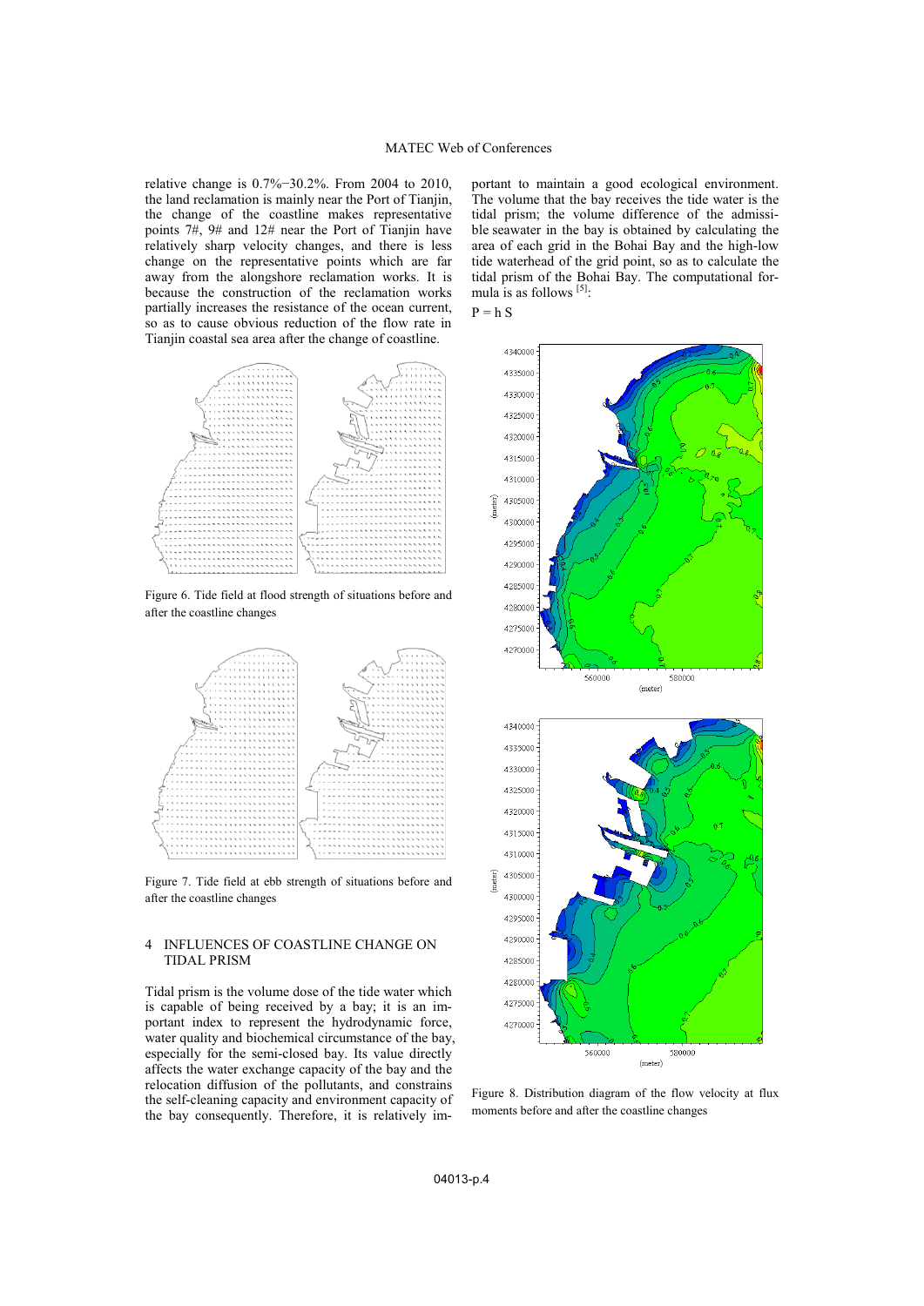relative change is 0.7%–30.2%. From 2004 to 2010, the land reclamation is mainly near the Port of Tianjin, the change of the coastline makes representative points 7#, 9# and 12# near the Port of Tianjin have relatively sharp velocity changes, and there is less change on the representative points which are far away from the alongshore reclamation works. It is because the construction of the reclamation works partially increases the resistance of the ocean current, so as to cause obvious reduction of the flow rate in Tianjin coastal sea area after the change of coastline.

Figure 6. Tide field at flood strength of situations before and after the coastline changes

Figure 7. Tide field at ebb strength of situations before and after the coastline changes

## 4 INFLUENCES OF COASTLINE CHANGE ON TIDAL PRISM

Tidal prism is the volume dose of the tide water which is capable of being received by a bay; it is an important index to represent the hydrodynamic force, water quality and biochemical circumstance of the bay, especially for the semi-closed bay. Its value directly affects the water exchange capacity of the bay and the relocation diffusion of the pollutants, and constrains the self-cleaning capacity and environment capacity of the bay consequently. Therefore, it is relatively important to maintain a good ecological environment. The volume that the bay receives the tide water is the tidal prism; the volume difference of the admissible seawater in the bay is obtained by calculating the area of each grid in the Bohai Bay and the high-low tide waterhead of the grid point, so as to calculate the tidal prism of the Bohai Bay. The computational formula is as follows [5]:

$$P = h\,S$$

Figure 8. Distribution diagram of the flow velocity at flux moments before and after the coastline changes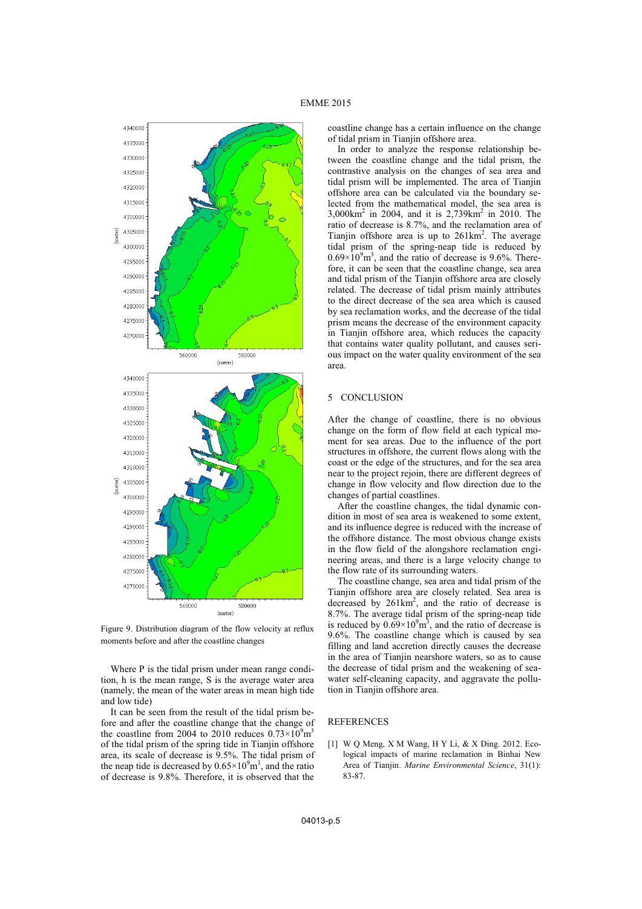Figure 9. Distribution diagram of the flow velocity at reflux moments before and after the coastline changes

Where P is the tidal prism under mean range condition, h is the mean range, S is the average water area (namely, the mean of the water areas in mean high tide and low tide)

It can be seen from the result of the tidal prism before and after the coastline change that the change of the coastline from 2004 to 2010 reduces $0.73\times10^9$m$^3$ of the tidal prism of the spring tide in Tianjin offshore area, its scale of decrease is 9.5%. The tidal prism of the neap tide is decreased by $0.65\times10^9$m$^3$, and the ratio of decrease is 9.8%. Therefore, it is observed that the coastline change has a certain influence on the change of tidal prism in Tianjin offshore area.

In order to analyze the response relationship between the coastline change and the tidal prism, the contrastive analysis on the changes of sea area and tidal prism will be implemented. The area of Tianjin offshore area can be calculated via the boundary selected from the mathematical model, the sea area is 3,000km$^2$ in 2004, and it is 2,739km$^2$ in 2010. The ratio of decrease is 8.7%, and the reclamation area of Tianjin offshore area is up to 261km$^2$. The average tidal prism of the spring-neap tide is reduced by $0.69\times10^9$m$^3$, and the ratio of decrease is 9.6%. Therefore, it can be seen that the coastline change, sea area and tidal prism of the Tianjin offshore area are closely related. The decrease of tidal prism mainly attributes to the direct decrease of the sea area which is caused by sea reclamation works, and the decrease of the tidal prism means the decrease of the environment capacity in Tianjin offshore area, which reduces the capacity that contains water quality pollutant, and causes serious impact on the water quality environment of the sea area.

## 5 CONCLUSION

After the change of coastline, there is no obvious change on the form of flow field at each typical moment for sea areas. Due to the influence of the port structures in offshore, the current flows along with the coast or the edge of the structures, and for the sea area near to the project rejoin, there are different degrees of change in flow velocity and flow direction due to the changes of partial coastlines.

After the coastline changes, the tidal dynamic condition in most of sea area is weakened to some extent, and its influence degree is reduced with the increase of the offshore distance. The most obvious change exists in the flow field of the alongshore reclamation engineering areas, and there is a large velocity change to the flow rate of its surrounding waters.

The coastline change, sea area and tidal prism of the Tianjin offshore area are closely related. Sea area is decreased by 261km$^2$, and the ratio of decrease is 8.7%. The average tidal prism of the spring-neap tide is reduced by $0.69\times10^9$m$^3$, and the ratio of decrease is 9.6%. The coastline change which is caused by sea filling and land accretion directly causes the decrease in the area of Tianjin nearshore waters, so as to cause the decrease of tidal prism and the weakening of seawater self-cleaning capacity, and aggravate the pollution in Tianjin offshore area.

## REFERENCES

[1] W Q Meng, X M Wang, H Y Li, & X Ding. 2012. Ecological impacts of marine reclamation in Binhai New Area of Tianjin. *Marine Environmental Science*, 31(1): 83-87.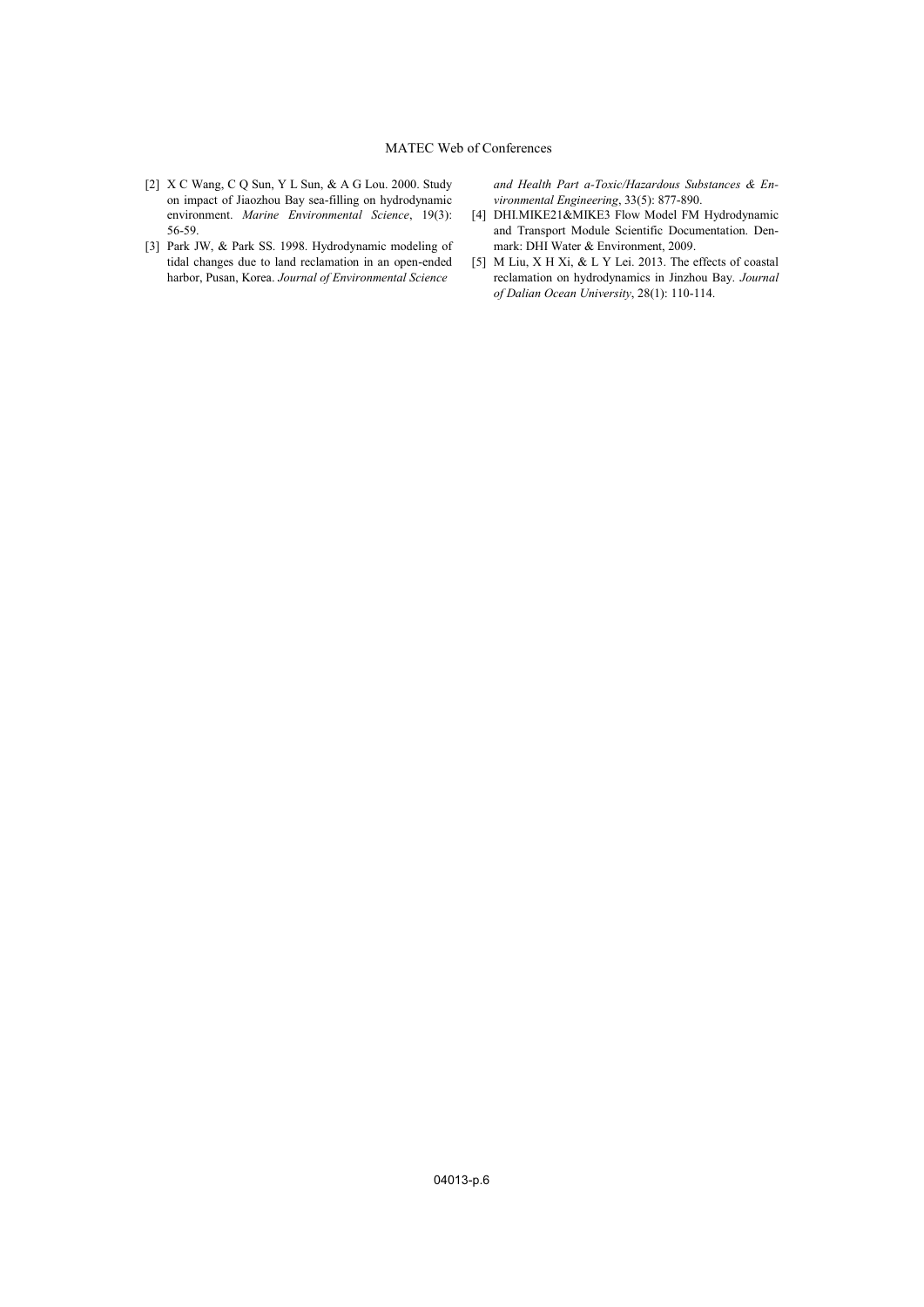[2] X C Wang, C Q Sun, Y L Sun, & A G Lou. 2000. Study on impact of Jiaozhou Bay sea-filling on hydrodynamic environment. *Marine Environmental Science*, 19(3): 56-59.

[3] Park JW, & Park SS. 1998. Hydrodynamic modeling of tidal changes due to land reclamation in an open-ended harbor, Pusan, Korea. *Journal of Environmental Science and Health Part a-Toxic/Hazardous Substances & Environmental Engineering*, 33(5): 877-890.

[4] DHI.MIKE21&MIKE3 Flow Model FM Hydrodynamic and Transport Module Scientific Documentation. Denmark: DHI Water & Environment, 2009.

[5] M Liu, X H Xi, & L Y Lei. 2013. The effects of coastal reclamation on hydrodynamics in Jinzhou Bay. *Journal of Dalian Ocean University*, 28(1): 110-114.